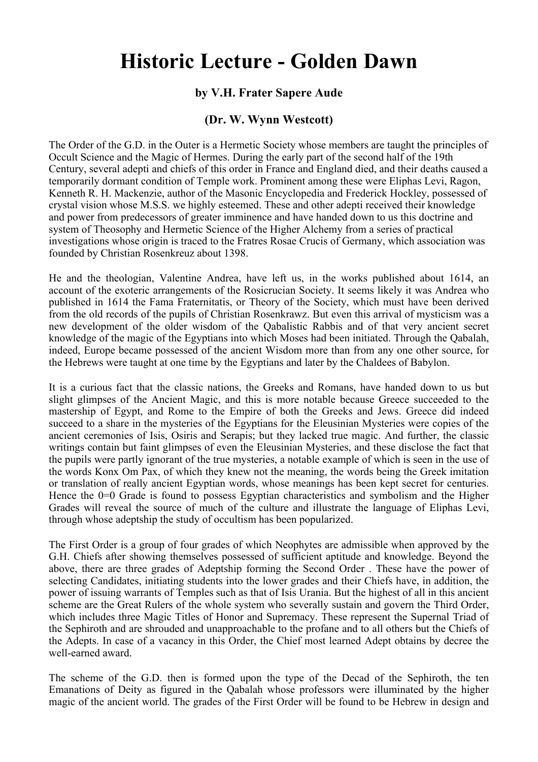# Historic Lecture - Golden Dawn

### by V.H. Frater Sapere Aude

### (Dr. W. Wynn Westcott)

The Order of the G.D. in the Outer is a Hermetic Society whose members are taught the principles of Occult Science and the Magic of Hermes. During the early part of the second half of the 19th Century, several adepti and chiefs of this order in France and England died, and their deaths caused a temporarily dormant condition of Temple work. Prominent among these were Eliphas Levi, Ragon, Kenneth R. H. Mackenzie, author of the Masonic Encyclopedia and Frederick Hockley, possessed of crystal vision whose M.S.S. we highly esteemed. These and other adepti received their knowledge and power from predecessors of greater imminence and have handed down to us this doctrine and system of Theosophy and Hermetic Science of the Higher Alchemy from a series of practical investigations whose origin is traced to the Fratres Rosae Crucis of Germany, which association was founded by Christian Rosenkreuz about 1398.

He and the theologian, Valentine Andrea, have left us, in the works published about 1614, an account of the exoteric arrangements of the Rosicrucian Society. It seems likely it was Andrea who published in 1614 the Fama Fraternitatis, or Theory of the Society, which must have been derived from the old records of the pupils of Christian Rosenkrawz. But even this arrival of mysticism was a new development of the older wisdom of the Qabalistic Rabbis and of that very ancient secret knowledge of the magic of the Egyptians into which Moses had been initiated. Through the Qabalah, indeed, Europe became possessed of the ancient Wisdom more than from any one other source, for the Hebrews were taught at one time by the Egyptians and later by the Chaldees of Babylon.

It is a curious fact that the classic nations, the Greeks and Romans, have handed down to us but slight glimpses of the Ancient Magic, and this is more notable because Greece succeeded to the mastership of Egypt, and Rome to the Empire of both the Greeks and Jews. Greece did indeed succeed to a share in the mysteries of the Egyptians for the Eleusinian Mysteries were copies of the ancient ceremonies of Isis, Osiris and Serapis; but they lacked true magic. And further, the classic writings contain but faint glimpses of even the Eleusinian Mysteries, and these disclose the fact that the pupils were partly ignorant of the true mysteries, a notable example of which is seen in the use of the words Konx Om Pax, of which they knew not the meaning, the words being the Greek imitation or translation of really ancient Egyptian words, whose meanings has been kept secret for centuries. Hence the 0=0 Grade is found to possess Egyptian characteristics and symbolism and the Higher Grades will reveal the source of much of the culture and illustrate the language of Eliphas Levi, through whose adeptship the study of occultism has been popularized.

The First Order is a group of four grades of which Neophytes are admissible when approved by the G.H. Chiefs after showing themselves possessed of sufficient aptitude and knowledge. Beyond the above, there are three grades of Adeptship forming the Second Order . These have the power of selecting Candidates, initiating students into the lower grades and their Chiefs have, in addition, the power of issuing warrants of Temples such as that of Isis Urania. But the highest of all in this ancient scheme are the Great Rulers of the whole system who severally sustain and govern the Third Order, which includes three Magic Titles of Honor and Supremacy. These represent the Supernal Triad of the Sephiroth and are shrouded and unapproachable to the profane and to all others but the Chiefs of the Adepts. In case of a vacancy in this Order, the Chief most learned Adept obtains by decree the well-earned award.

The scheme of the G.D. then is formed upon the type of the Decad of the Sephiroth, the ten Emanations of Deity as figured in the Qabalah whose professors were illuminated by the higher magic of the ancient world. The grades of the First Order will be found to be Hebrew in design and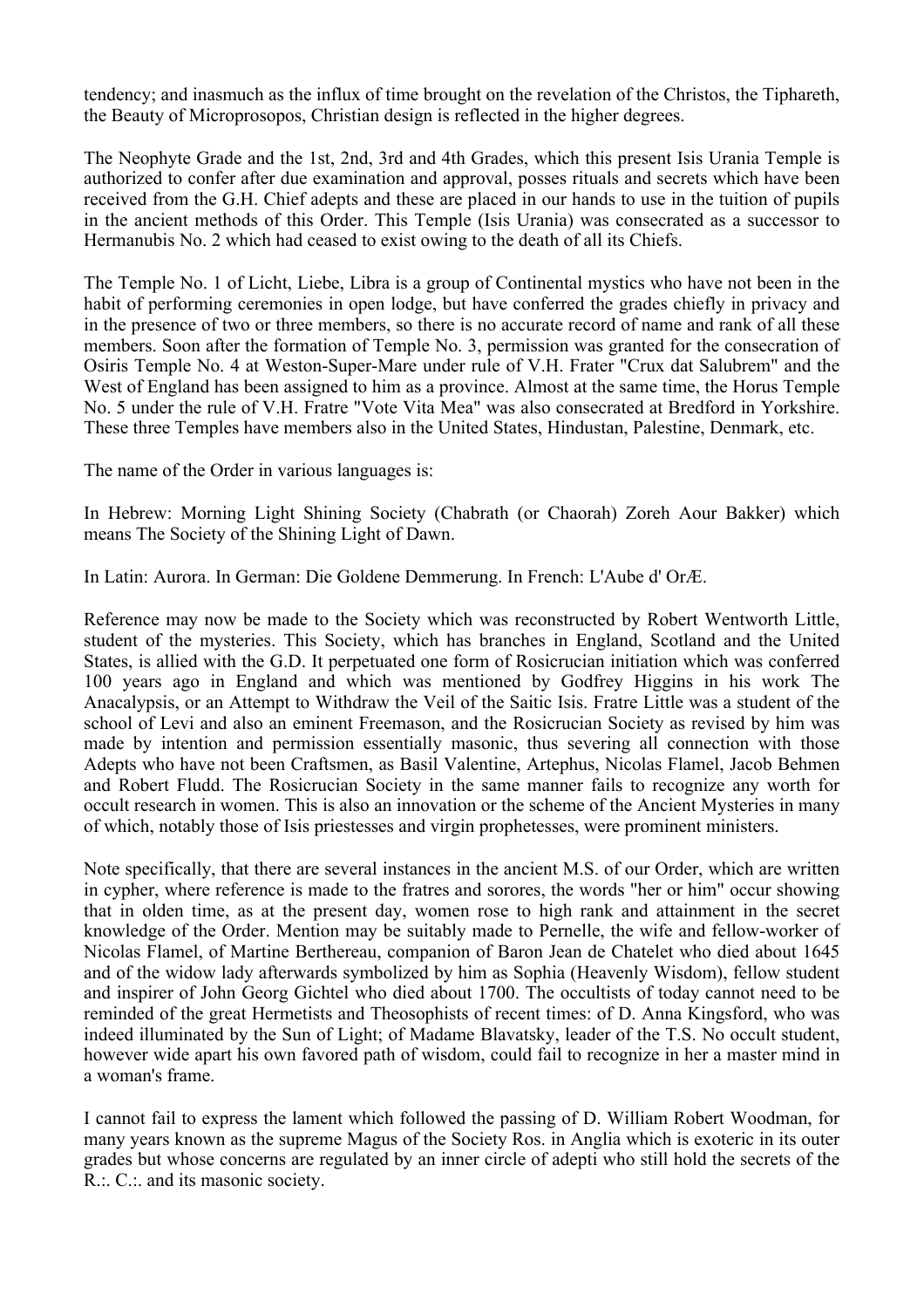tendency; and inasmuch as the influx of time brought on the revelation of the Christos, the Tiphareth, the Beauty of Microprosopos, Christian design is reflected in the higher degrees.

The Neophyte Grade and the 1st, 2nd, 3rd and 4th Grades, which this present Isis Urania Temple is authorized to confer after due examination and approval, posses rituals and secrets which have been received from the G.H. Chief adepts and these are placed in our hands to use in the tuition of pupils in the ancient methods of this Order. This Temple (Isis Urania) was consecrated as a successor to Hermanubis No. 2 which had ceased to exist owing to the death of all its Chiefs.

The Temple No. 1 of Licht, Liebe, Libra is a group of Continental mystics who have not been in the habit of performing ceremonies in open lodge, but have conferred the grades chiefly in privacy and in the presence of two or three members, so there is no accurate record of name and rank of all these members. Soon after the formation of Temple No. 3, permission was granted for the consecration of Osiris Temple No. 4 at Weston-Super-Mare under rule of V.H. Frater "Crux dat Salubrem" and the West of England has been assigned to him as a province. Almost at the same time, the Horus Temple No. 5 under the rule of V.H. Fratre "Vote Vita Mea" was also consecrated at Bredford in Yorkshire. These three Temples have members also in the United States, Hindustan, Palestine, Denmark, etc.

The name of the Order in various languages is:

In Hebrew: Morning Light Shining Society (Chabrath (or Chaorah) Zoreh Aour Bakker) which means The Society of the Shining Light of Dawn.

In Latin: Aurora. In German: Die Goldene Demmerung. In French: L'Aube d' OrÆ.

Reference may now be made to the Society which was reconstructed by Robert Wentworth Little, student of the mysteries. This Society, which has branches in England, Scotland and the United States, is allied with the G.D. It perpetuated one form of Rosicrucian initiation which was conferred 100 years ago in England and which was mentioned by Godfrey Higgins in his work The Anacalypsis, or an Attempt to Withdraw the Veil of the Saitic Isis. Fratre Little was a student of the school of Levi and also an eminent Freemason, and the Rosicrucian Society as revised by him was made by intention and permission essentially masonic, thus severing all connection with those Adepts who have not been Craftsmen, as Basil Valentine, Artephus, Nicolas Flamel, Jacob Behmen and Robert Fludd. The Rosicrucian Society in the same manner fails to recognize any worth for occult research in women. This is also an innovation or the scheme of the Ancient Mysteries in many of which, notably those of Isis priestesses and virgin prophetesses, were prominent ministers.

Note specifically, that there are several instances in the ancient M.S. of our Order, which are written in cypher, where reference is made to the fratres and sorores, the words "her or him" occur showing that in olden time, as at the present day, women rose to high rank and attainment in the secret knowledge of the Order. Mention may be suitably made to Pernelle, the wife and fellow-worker of Nicolas Flamel, of Martine Berthereau, companion of Baron Jean de Chatelet who died about 1645 and of the widow lady afterwards symbolized by him as Sophia (Heavenly Wisdom), fellow student and inspirer of John Georg Gichtel who died about 1700. The occultists of today cannot need to be reminded of the great Hermetists and Theosophists of recent times: of D. Anna Kingsford, who was indeed illuminated by the Sun of Light; of Madame Blavatsky, leader of the T.S. No occult student, however wide apart his own favored path of wisdom, could fail to recognize in her a master mind in a woman's frame.

I cannot fail to express the lament which followed the passing of D. William Robert Woodman, for many years known as the supreme Magus of the Society Ros. in Anglia which is exoteric in its outer grades but whose concerns are regulated by an inner circle of adepti who still hold the secrets of the R.:. C.:. and its masonic society.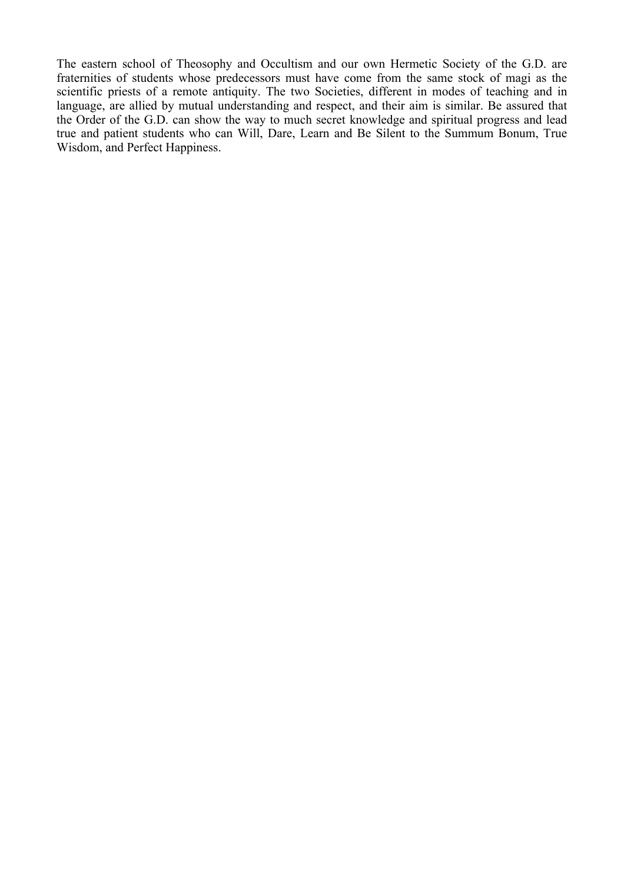The eastern school of Theosophy and Occultism and our own Hermetic Society of the G.D. are fraternities of students whose predecessors must have come from the same stock of magi as the scientific priests of a remote antiquity. The two Societies, different in modes of teaching and in language, are allied by mutual understanding and respect, and their aim is similar. Be assured that the Order of the G.D. can show the way to much secret knowledge and spiritual progress and lead true and patient students who can Will, Dare, Learn and Be Silent to the Summum Bonum, True Wisdom, and Perfect Happiness.